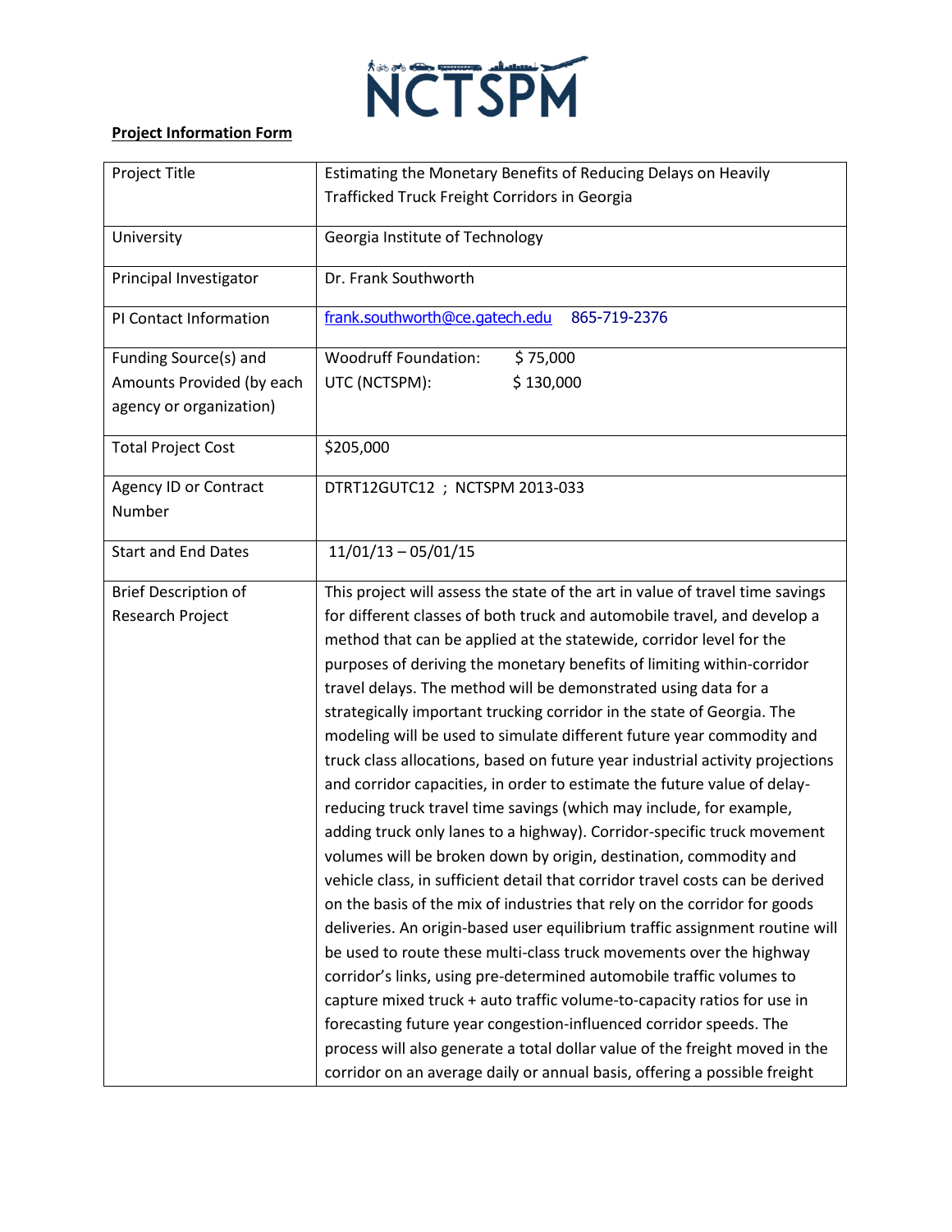NCTSPM

**Project Information Form**

| Project Title | Estimating the Monetary Benefits of Reducing Delays on Heavily Trafficked Truck Freight Corridors in Georgia |
|---|---|
| University | Georgia Institute of Technology |
| Principal Investigator | Dr. Frank Southworth |
| PI Contact Information | frank.southworth@ce.gatech.edu 865-719-2376 |
| Funding Source(s) and Amounts Provided (by each agency or organization) | Woodruff Foundation: $ 75,000<br>UTC (NCTSPM): $ 130,000 |
| Total Project Cost | $205,000 |
| Agency ID or Contract Number | DTRT12GUTC12 ; NCTSPM 2013-033 |
| Start and End Dates | 11/01/13 – 05/01/15 |
| Brief Description of Research Project | This project will assess the state of the art in value of travel time savings for different classes of both truck and automobile travel, and develop a method that can be applied at the statewide, corridor level for the purposes of deriving the monetary benefits of limiting within-corridor travel delays. The method will be demonstrated using data for a strategically important trucking corridor in the state of Georgia. The modeling will be used to simulate different future year commodity and truck class allocations, based on future year industrial activity projections and corridor capacities, in order to estimate the future value of delay-reducing truck travel time savings (which may include, for example, adding truck only lanes to a highway). Corridor-specific truck movement volumes will be broken down by origin, destination, commodity and vehicle class, in sufficient detail that corridor travel costs can be derived on the basis of the mix of industries that rely on the corridor for goods deliveries. An origin-based user equilibrium traffic assignment routine will be used to route these multi-class truck movements over the highway corridor's links, using pre-determined automobile traffic volumes to capture mixed truck + auto traffic volume-to-capacity ratios for use in forecasting future year congestion-influenced corridor speeds. The process will also generate a total dollar value of the freight moved in the corridor on an average daily or annual basis, offering a possible freight |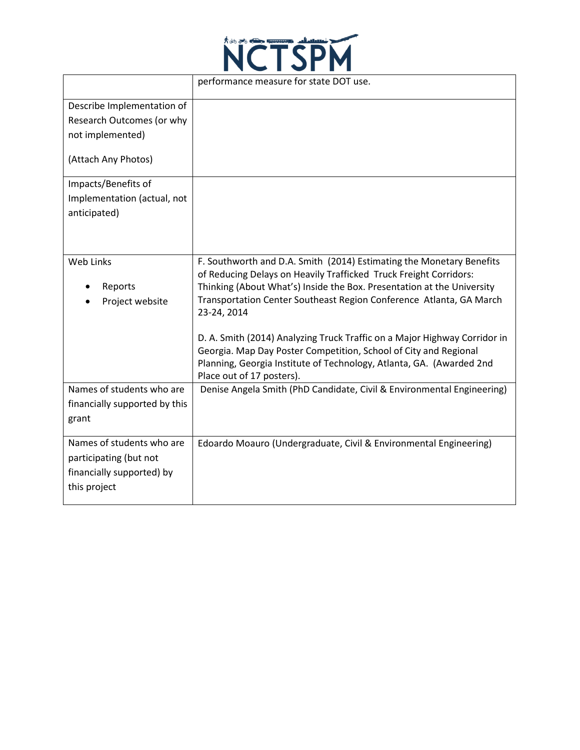| | |
|---|---|
| | performance measure for state DOT use. |
| Describe Implementation of Research Outcomes (or why not implemented)<br><br>(Attach Any Photos) | |
| Impacts/Benefits of Implementation (actual, not anticipated) | |
| Web Links<br>• Reports<br>• Project website | F. Southworth and D.A. Smith (2014) Estimating the Monetary Benefits of Reducing Delays on Heavily Trafficked Truck Freight Corridors: Thinking (About What's) Inside the Box. Presentation at the University Transportation Center Southeast Region Conference Atlanta, GA March 23-24, 2014<br><br>D. A. Smith (2014) Analyzing Truck Traffic on a Major Highway Corridor in Georgia. Map Day Poster Competition, School of City and Regional Planning, Georgia Institute of Technology, Atlanta, GA. (Awarded 2nd Place out of 17 posters). |
| Names of students who are financially supported by this grant | Denise Angela Smith (PhD Candidate, Civil & Environmental Engineering) |
| Names of students who are participating (but not financially supported) by this project | Edoardo Moauro (Undergraduate, Civil & Environmental Engineering) |